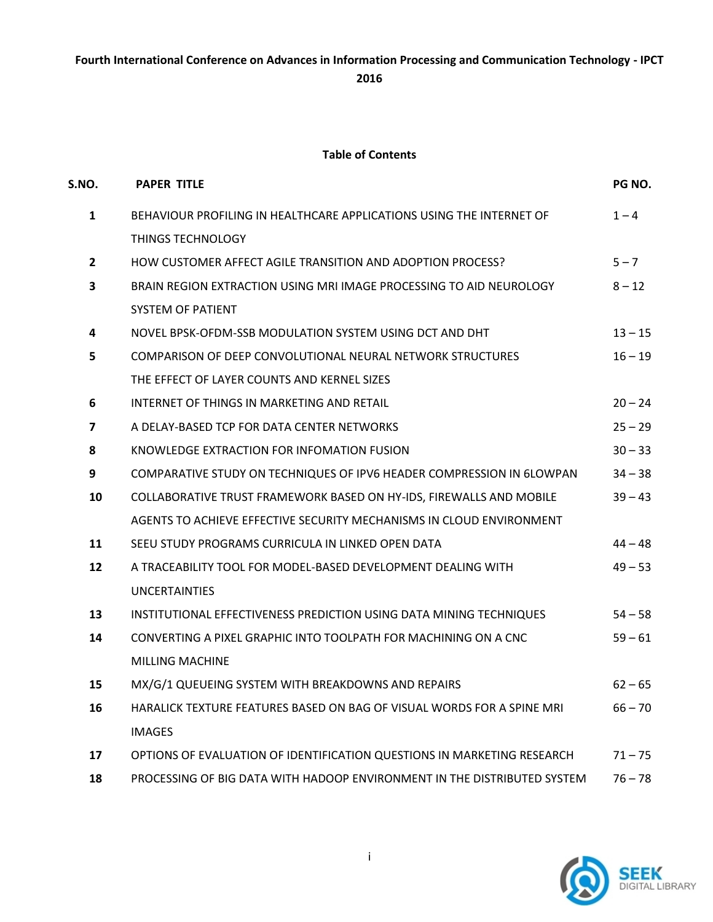**Fourth International Conference on Advances in Information Processing and Communication Technology - IPCT 2016**

**Table of Contents**

| S.NO. | PAPER TITLE | PG NO. |
| --- | --- | --- |
| 1 | BEHAVIOUR PROFILING IN HEALTHCARE APPLICATIONS USING THE INTERNET OF THINGS TECHNOLOGY | 1 – 4 |
| 2 | HOW CUSTOMER AFFECT AGILE TRANSITION AND ADOPTION PROCESS? | 5 – 7 |
| 3 | BRAIN REGION EXTRACTION USING MRI IMAGE PROCESSING TO AID NEUROLOGY SYSTEM OF PATIENT | 8 – 12 |
| 4 | NOVEL BPSK-OFDM-SSB MODULATION SYSTEM USING DCT AND DHT | 13 – 15 |
| 5 | COMPARISON OF DEEP CONVOLUTIONAL NEURAL NETWORK STRUCTURES THE EFFECT OF LAYER COUNTS AND KERNEL SIZES | 16 – 19 |
| 6 | INTERNET OF THINGS IN MARKETING AND RETAIL | 20 – 24 |
| 7 | A DELAY-BASED TCP FOR DATA CENTER NETWORKS | 25 – 29 |
| 8 | KNOWLEDGE EXTRACTION FOR INFOMATION FUSION | 30 – 33 |
| 9 | COMPARATIVE STUDY ON TECHNIQUES OF IPV6 HEADER COMPRESSION IN 6LOWPAN | 34 – 38 |
| 10 | COLLABORATIVE TRUST FRAMEWORK BASED ON HY-IDS, FIREWALLS AND MOBILE AGENTS TO ACHIEVE EFFECTIVE SECURITY MECHANISMS IN CLOUD ENVIRONMENT | 39 – 43 |
| 11 | SEEU STUDY PROGRAMS CURRICULA IN LINKED OPEN DATA | 44 – 48 |
| 12 | A TRACEABILITY TOOL FOR MODEL-BASED DEVELOPMENT DEALING WITH UNCERTAINTIES | 49 – 53 |
| 13 | INSTITUTIONAL EFFECTIVENESS PREDICTION USING DATA MINING TECHNIQUES | 54 – 58 |
| 14 | CONVERTING A PIXEL GRAPHIC INTO TOOLPATH FOR MACHINING ON A CNC MILLING MACHINE | 59 – 61 |
| 15 | MX/G/1 QUEUEING SYSTEM WITH BREAKDOWNS AND REPAIRS | 62 – 65 |
| 16 | HARALICK TEXTURE FEATURES BASED ON BAG OF VISUAL WORDS FOR A SPINE MRI IMAGES | 66 – 70 |
| 17 | OPTIONS OF EVALUATION OF IDENTIFICATION QUESTIONS IN MARKETING RESEARCH | 71 – 75 |
| 18 | PROCESSING OF BIG DATA WITH HADOOP ENVIRONMENT IN THE DISTRIBUTED SYSTEM | 76 – 78 |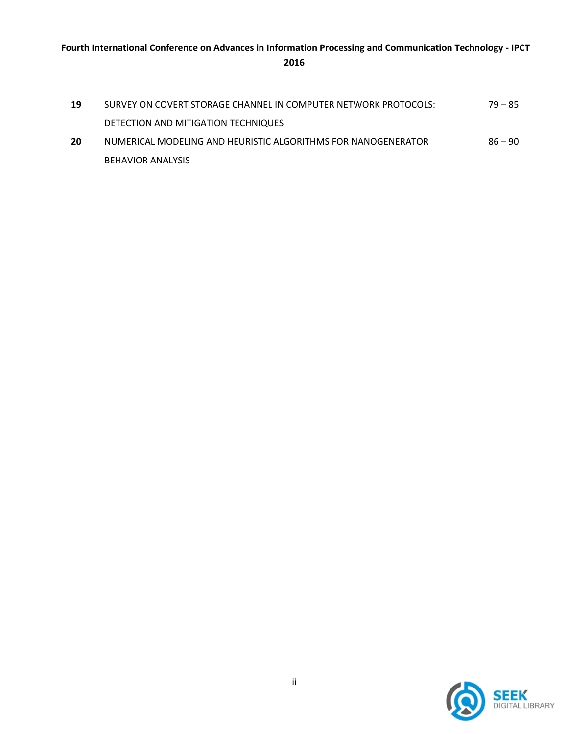| | | |
|---|---|---|
| **19** | SURVEY ON COVERT STORAGE CHANNEL IN COMPUTER NETWORK PROTOCOLS: DETECTION AND MITIGATION TECHNIQUES | 79 – 85 |
| **20** | NUMERICAL MODELING AND HEURISTIC ALGORITHMS FOR NANOGENERATOR BEHAVIOR ANALYSIS | 86 – 90 |